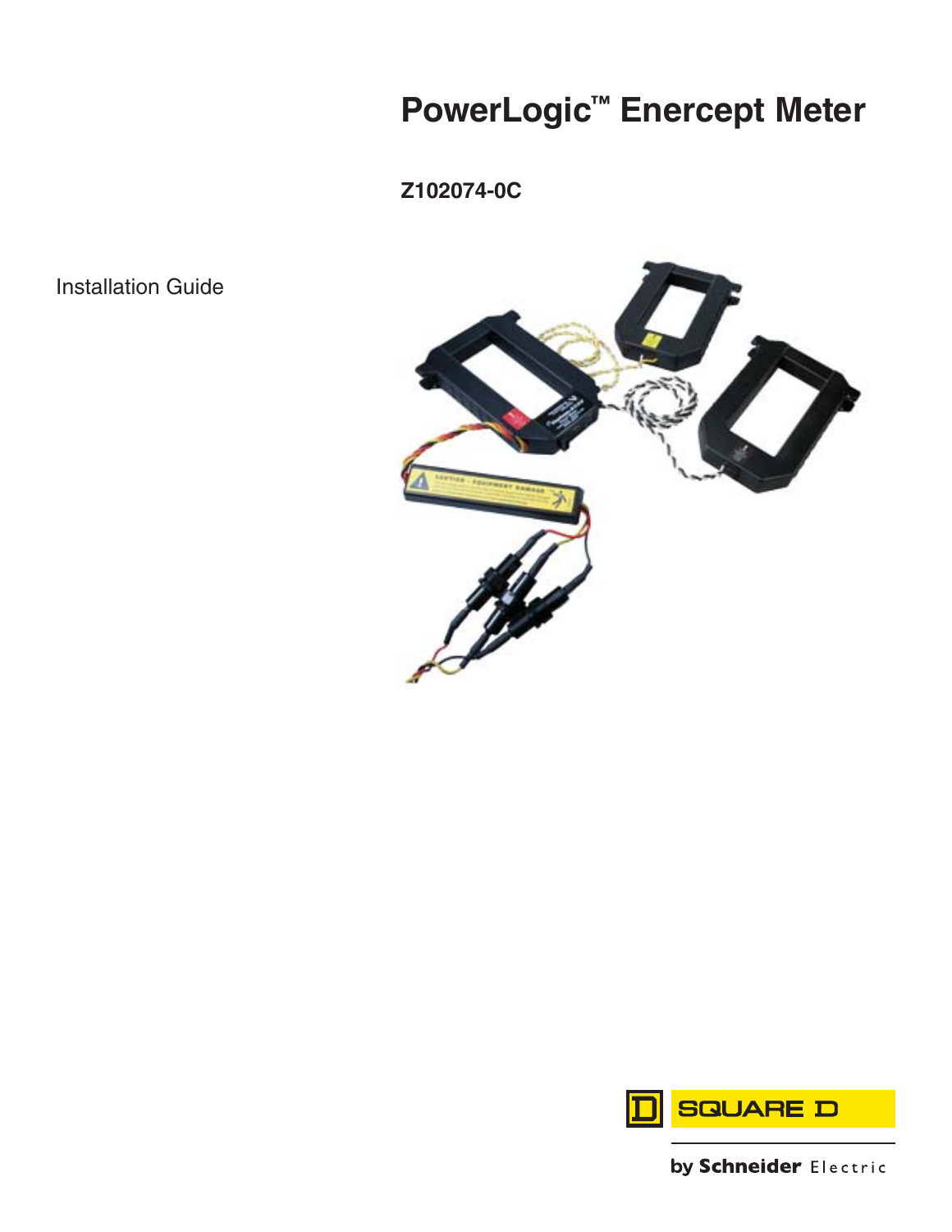# PowerLogic™ Enercept Meter

**Z102074-0C**

Installation Guide

SQUARE D

by Schneider Electric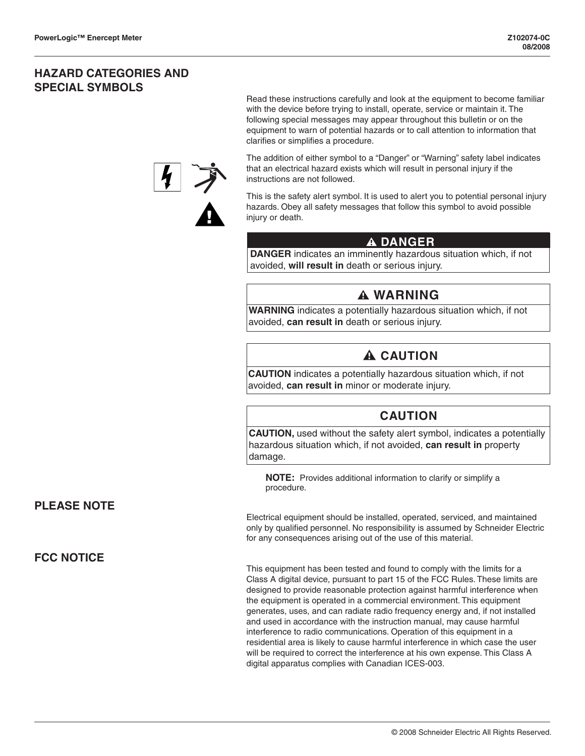## HAZARD CATEGORIES AND SPECIAL SYMBOLS

Read these instructions carefully and look at the equipment to become familiar with the device before trying to install, operate, service or maintain it. The following special messages may appear throughout this bulletin or on the equipment to warn of potential hazards or to call attention to information that clarifies or simplifies a procedure.

The addition of either symbol to a "Danger" or "Warning" safety label indicates that an electrical hazard exists which will result in personal injury if the instructions are not followed.

This is the safety alert symbol. It is used to alert you to potential personal injury hazards. Obey all safety messages that follow this symbol to avoid possible injury or death.

**⚠ DANGER**

**DANGER** indicates an imminently hazardous situation which, if not avoided, **will result in** death or serious injury.

**⚠ WARNING**

**WARNING** indicates a potentially hazardous situation which, if not avoided, **can result in** death or serious injury.

**⚠ CAUTION**

**CAUTION** indicates a potentially hazardous situation which, if not avoided, **can result in** minor or moderate injury.

**CAUTION**

**CAUTION,** used without the safety alert symbol, indicates a potentially hazardous situation which, if not avoided, **can result in** property damage.

**NOTE:** Provides additional information to clarify or simplify a procedure.

## PLEASE NOTE

Electrical equipment should be installed, operated, serviced, and maintained only by qualified personnel. No responsibility is assumed by Schneider Electric for any consequences arising out of the use of this material.

## FCC NOTICE

This equipment has been tested and found to comply with the limits for a Class A digital device, pursuant to part 15 of the FCC Rules. These limits are designed to provide reasonable protection against harmful interference when the equipment is operated in a commercial environment. This equipment generates, uses, and can radiate radio frequency energy and, if not installed and used in accordance with the instruction manual, may cause harmful interference to radio communications. Operation of this equipment in a residential area is likely to cause harmful interference in which case the user will be required to correct the interference at his own expense. This Class A digital apparatus complies with Canadian ICES-003.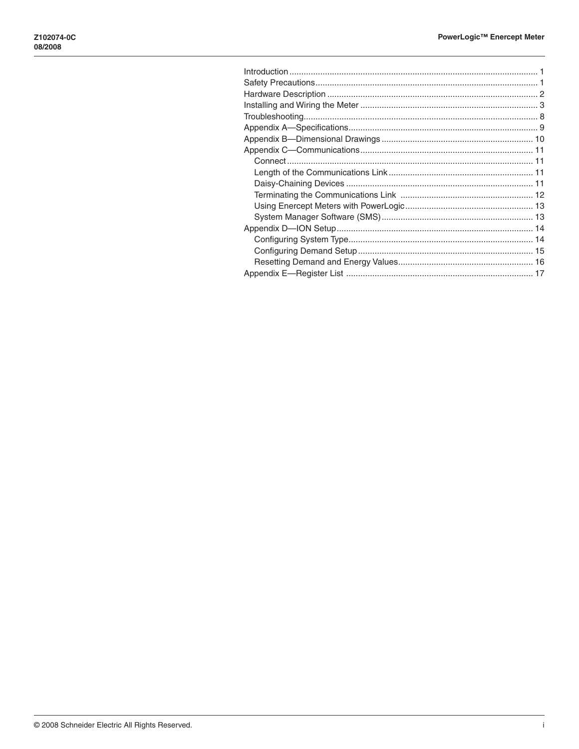| | |
|---|---|
| Introduction | 1 |
| Safety Precautions | 1 |
| Hardware Description | 2 |
| Installing and Wiring the Meter | 3 |
| Troubleshooting | 8 |
| Appendix A—Specifications | 9 |
| Appendix B—Dimensional Drawings | 10 |
| Appendix C—Communications | 11 |
| Connect | 11 |
| Length of the Communications Link | 11 |
| Daisy-Chaining Devices | 11 |
| Terminating the Communications Link | 12 |
| Using Enercept Meters with PowerLogic | 13 |
| System Manager Software (SMS) | 13 |
| Appendix D—ION Setup | 14 |
| Configuring System Type | 14 |
| Configuring Demand Setup | 15 |
| Resetting Demand and Energy Values | 16 |
| Appendix E—Register List | 17 |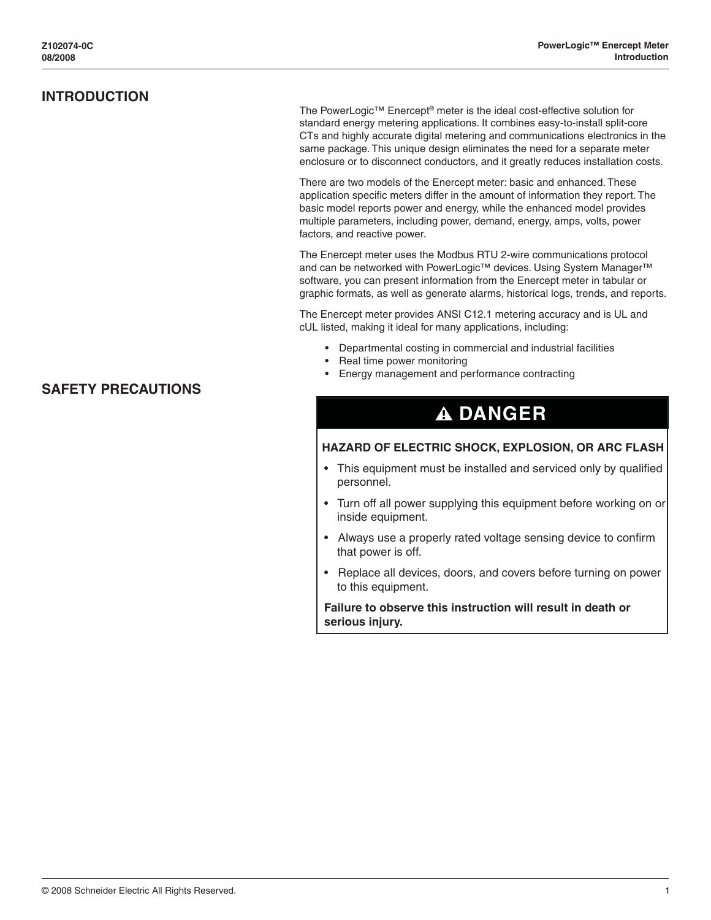## INTRODUCTION

The PowerLogic™ Enercept® meter is the ideal cost-effective solution for standard energy metering applications. It combines easy-to-install split-core CTs and highly accurate digital metering and communications electronics in the same package. This unique design eliminates the need for a separate meter enclosure or to disconnect conductors, and it greatly reduces installation costs.

There are two models of the Enercept meter: basic and enhanced. These application specific meters differ in the amount of information they report. The basic model reports power and energy, while the enhanced model provides multiple parameters, including power, demand, energy, amps, volts, power factors, and reactive power.

The Enercept meter uses the Modbus RTU 2-wire communications protocol and can be networked with PowerLogic™ devices. Using System Manager™ software, you can present information from the Enercept meter in tabular or graphic formats, as well as generate alarms, historical logs, trends, and reports.

The Enercept meter provides ANSI C12.1 metering accuracy and is UL and cUL listed, making it ideal for many applications, including:

- Departmental costing in commercial and industrial facilities
- Real time power monitoring
- Energy management and performance contracting

## SAFETY PRECAUTIONS

**⚠ DANGER**

**HAZARD OF ELECTRIC SHOCK, EXPLOSION, OR ARC FLASH**

- This equipment must be installed and serviced only by qualified personnel.
- Turn off all power supplying this equipment before working on or inside equipment.
- Always use a properly rated voltage sensing device to confirm that power is off.
- Replace all devices, doors, and covers before turning on power to this equipment.

**Failure to observe this instruction will result in death or serious injury.**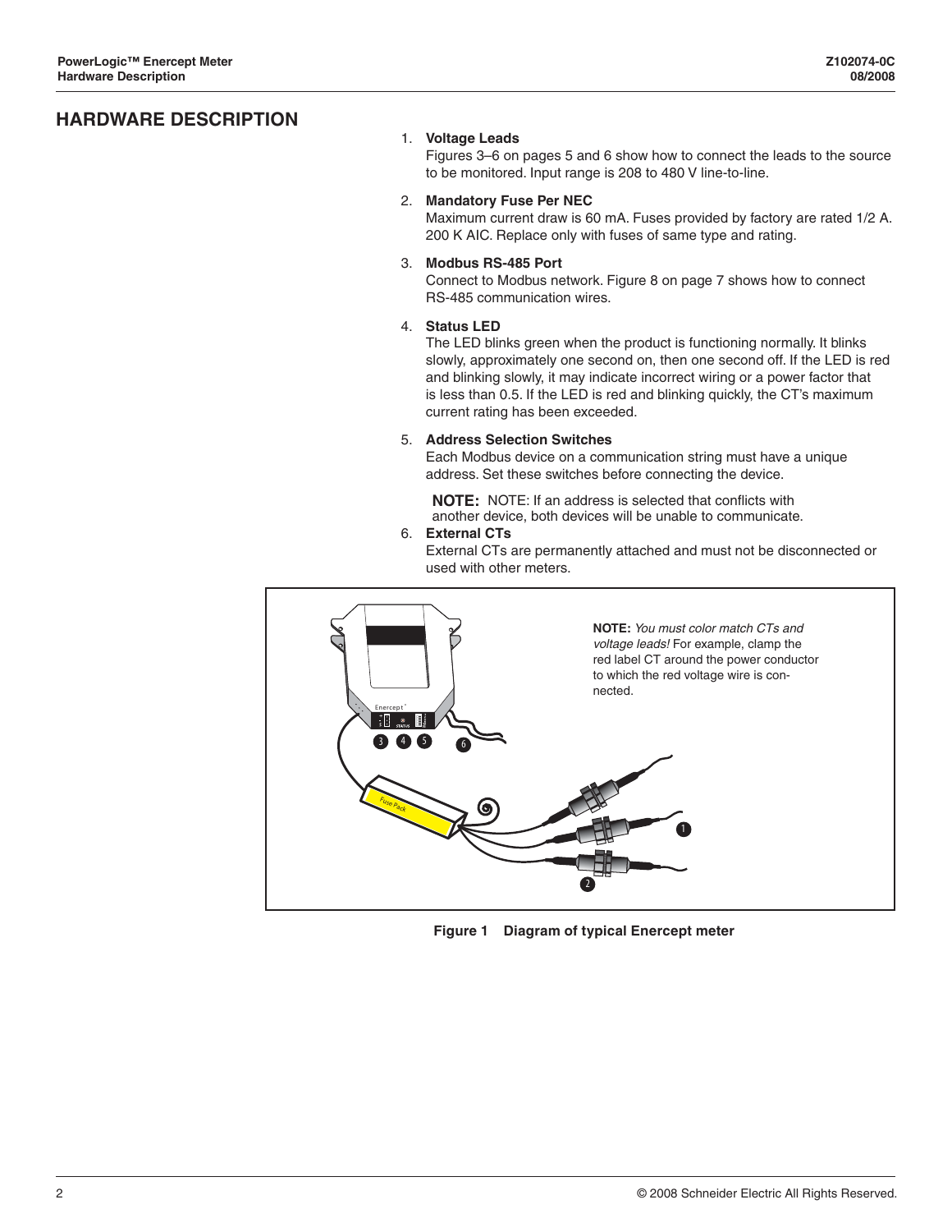## HARDWARE DESCRIPTION

1. **Voltage Leads**
   Figures 3–6 on pages 5 and 6 show how to connect the leads to the source to be monitored. Input range is 208 to 480 V line-to-line.

2. **Mandatory Fuse Per NEC**
   Maximum current draw is 60 mA. Fuses provided by factory are rated 1/2 A. 200 K AIC. Replace only with fuses of same type and rating.

3. **Modbus RS-485 Port**
   Connect to Modbus network. Figure 8 on page 7 shows how to connect RS-485 communication wires.

4. **Status LED**
   The LED blinks green when the product is functioning normally. It blinks slowly, approximately one second on, then one second off. If the LED is red and blinking slowly, it may indicate incorrect wiring or a power factor that is less than 0.5. If the LED is red and blinking quickly, the CT's maximum current rating has been exceeded.

5. **Address Selection Switches**
   Each Modbus device on a communication string must have a unique address. Set these switches before connecting the device.

   **NOTE:** NOTE: If an address is selected that conflicts with another device, both devices will be unable to communicate.

6. **External CTs**
   External CTs are permanently attached and must not be disconnected or used with other meters.

**NOTE:** *You must color match CTs and voltage leads!* For example, clamp the red label CT around the power conductor to which the red voltage wire is connected.

**Figure 1 Diagram of typical Enercept meter**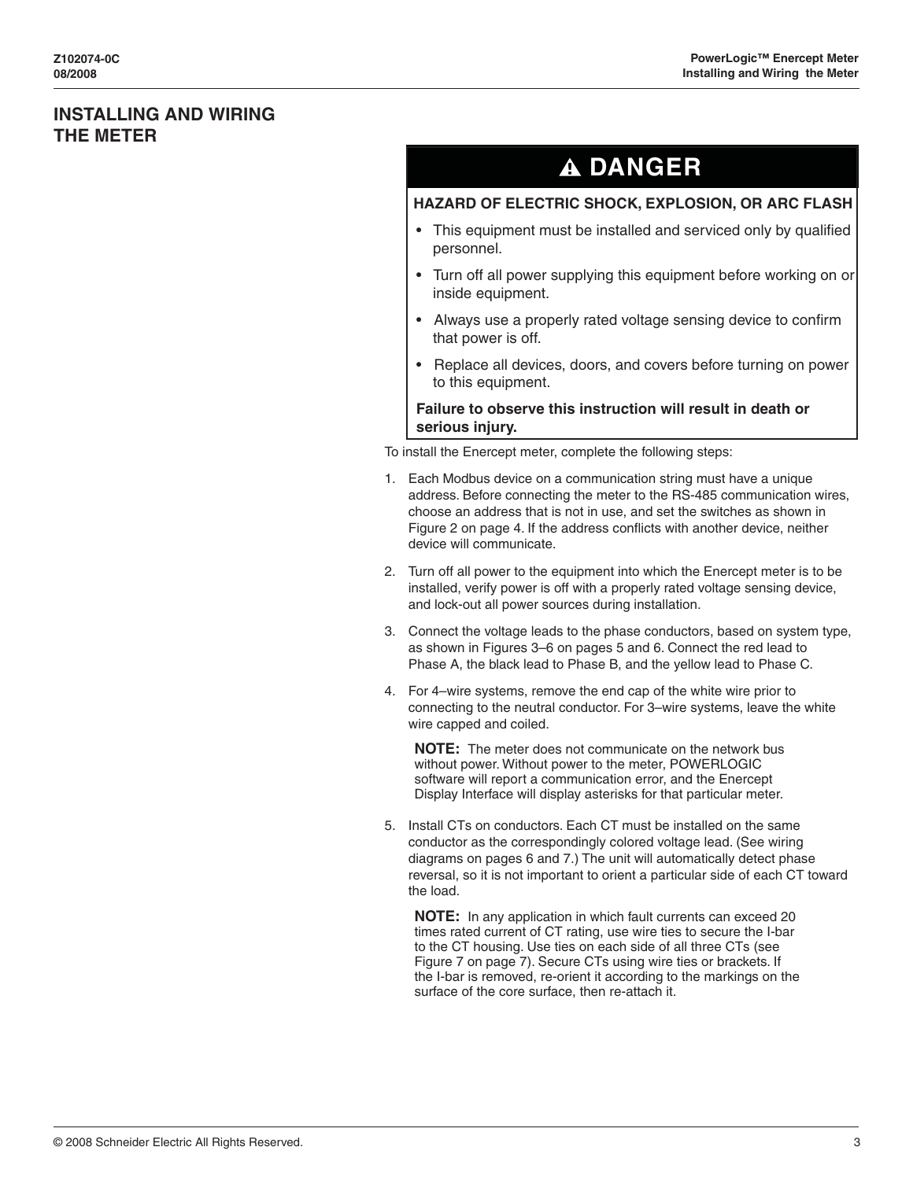## INSTALLING AND WIRING THE METER

**⚠ DANGER**

**HAZARD OF ELECTRIC SHOCK, EXPLOSION, OR ARC FLASH**

- This equipment must be installed and serviced only by qualified personnel.
- Turn off all power supplying this equipment before working on or inside equipment.
- Always use a properly rated voltage sensing device to confirm that power is off.
- Replace all devices, doors, and covers before turning on power to this equipment.

**Failure to observe this instruction will result in death or serious injury.**

To install the Enercept meter, complete the following steps:

1. Each Modbus device on a communication string must have a unique address. Before connecting the meter to the RS-485 communication wires, choose an address that is not in use, and set the switches as shown in Figure 2 on page 4. If the address conflicts with another device, neither device will communicate.
2. Turn off all power to the equipment into which the Enercept meter is to be installed, verify power is off with a properly rated voltage sensing device, and lock-out all power sources during installation.
3. Connect the voltage leads to the phase conductors, based on system type, as shown in Figures 3–6 on pages 5 and 6. Connect the red lead to Phase A, the black lead to Phase B, and the yellow lead to Phase C.
4. For 4–wire systems, remove the end cap of the white wire prior to connecting to the neutral conductor. For 3–wire systems, leave the white wire capped and coiled.

   **NOTE:** The meter does not communicate on the network bus without power. Without power to the meter, POWERLOGIC software will report a communication error, and the Enercept Display Interface will display asterisks for that particular meter.

5. Install CTs on conductors. Each CT must be installed on the same conductor as the correspondingly colored voltage lead. (See wiring diagrams on pages 6 and 7.) The unit will automatically detect phase reversal, so it is not important to orient a particular side of each CT toward the load.

   **NOTE:** In any application in which fault currents can exceed 20 times rated current of CT rating, use wire ties to secure the I-bar to the CT housing. Use ties on each side of all three CTs (see Figure 7 on page 7). Secure CTs using wire ties or brackets. If the I-bar is removed, re-orient it according to the markings on the surface of the core surface, then re-attach it.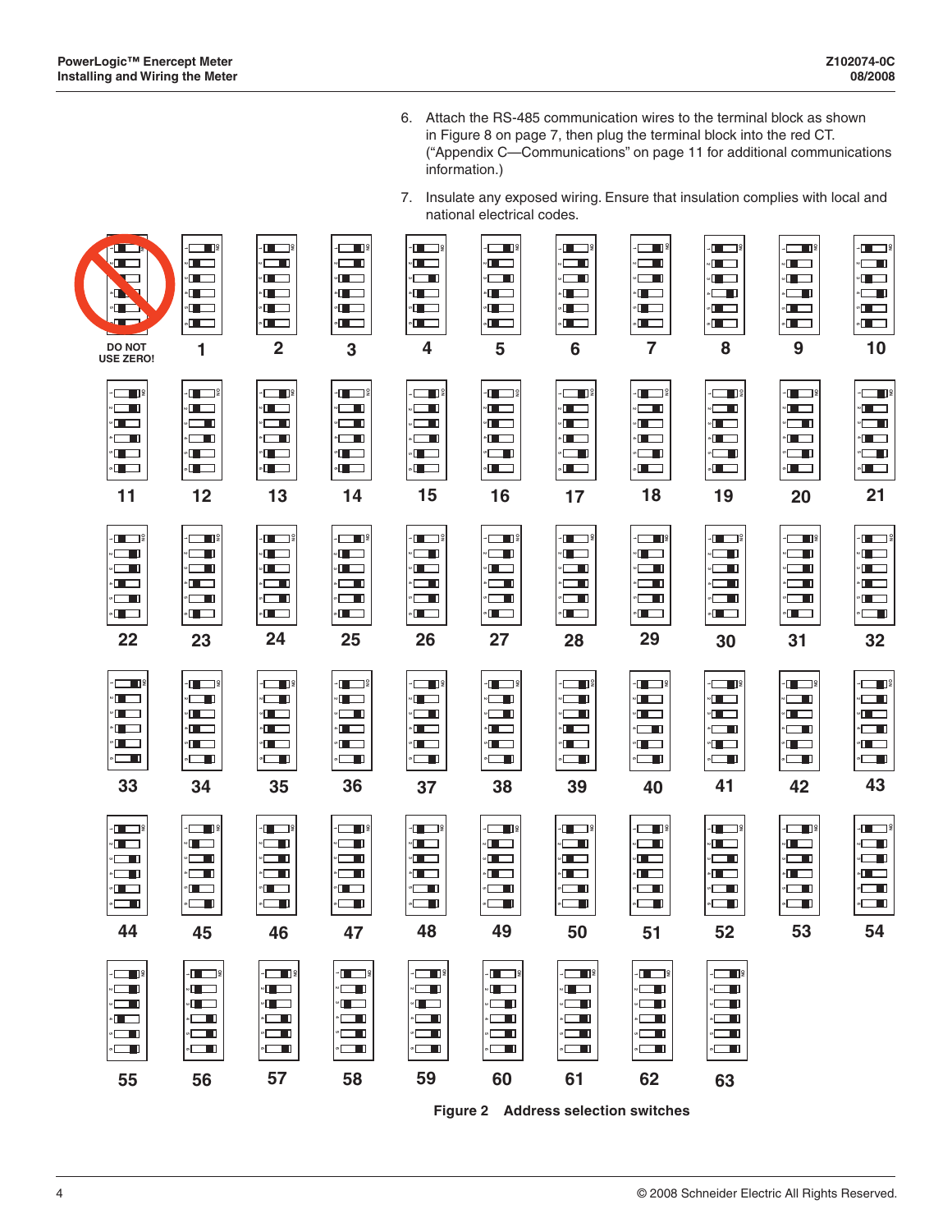6. Attach the RS-485 communication wires to the terminal block as shown in Figure 8 on page 7, then plug the terminal block into the red CT. (“Appendix C—Communications” on page 11 for additional communications information.)

7. Insulate any exposed wiring. Ensure that insulation complies with local and national electrical codes.

DO NOT USE ZERO!

1 2 3 4 5 6 7 8 9 10

11 12 13 14 15 16 17 18 19 20 21

22 23 24 25 26 27 28 29 30 31 32

33 34 35 36 37 38 39 40 41 42 43

44 45 46 47 48 49 50 51 52 53 54

55 56 57 58 59 60 61 62 63

**Figure 2 Address selection switches**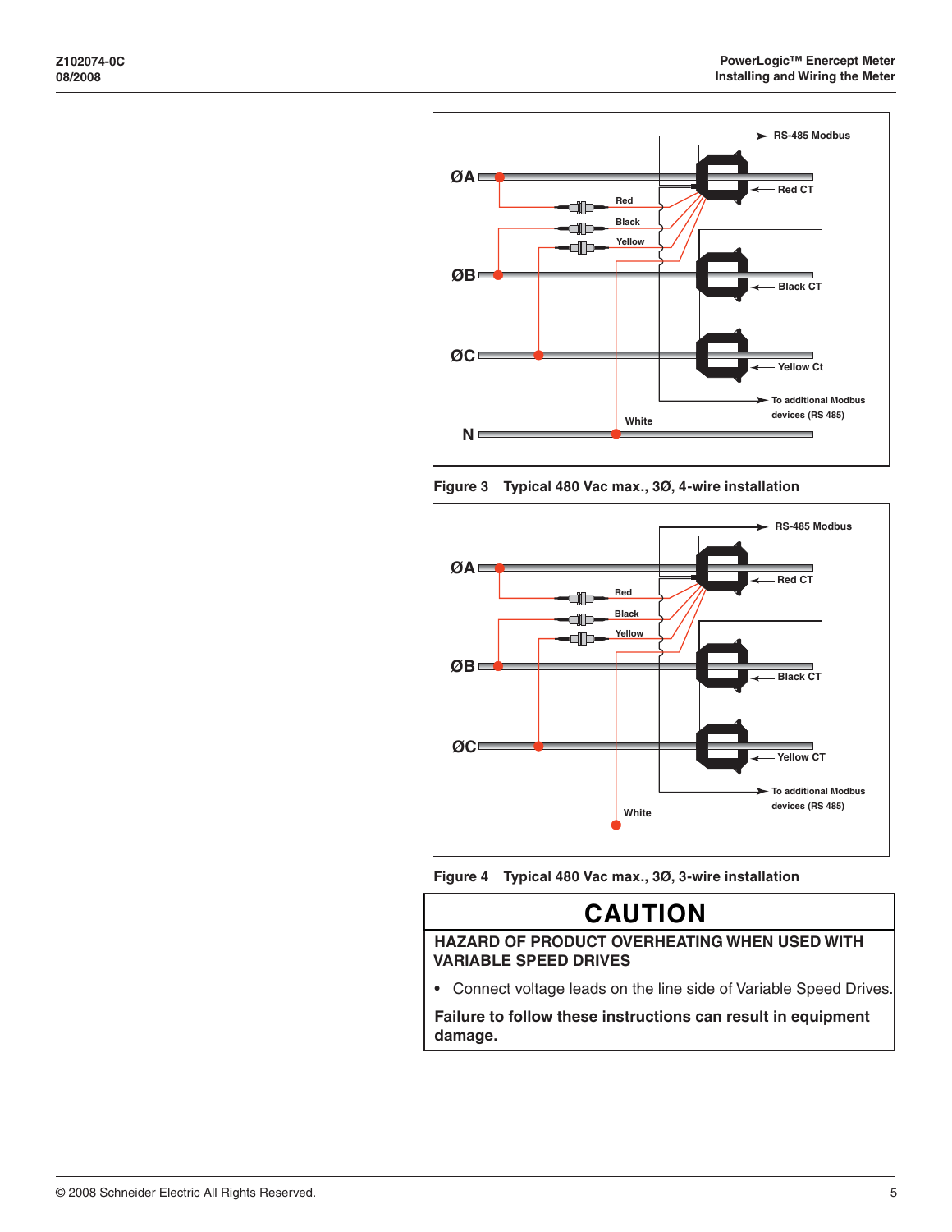Figure 3 Typical 480 Vac max., 3Ø, 4-wire installation

Figure 4 Typical 480 Vac max., 3Ø, 3-wire installation

## CAUTION

**HAZARD OF PRODUCT OVERHEATING WHEN USED WITH VARIABLE SPEED DRIVES**

- Connect voltage leads on the line side of Variable Speed Drives.

**Failure to follow these instructions can result in equipment damage.**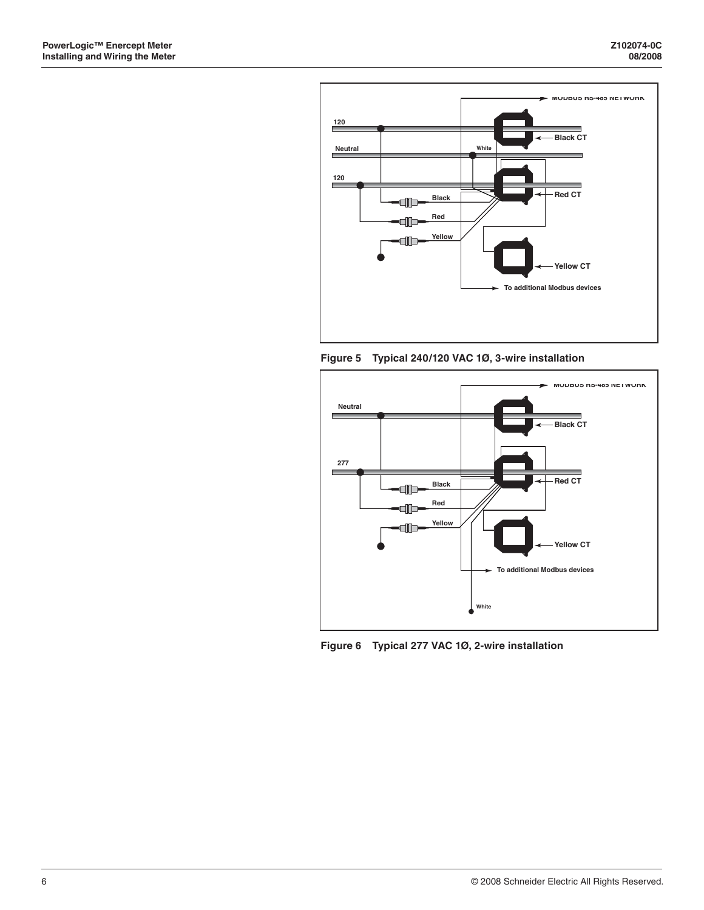Figure 5 Typical 240/120 VAC 1Ø, 3-wire installation

Figure 6 Typical 277 VAC 1Ø, 2-wire installation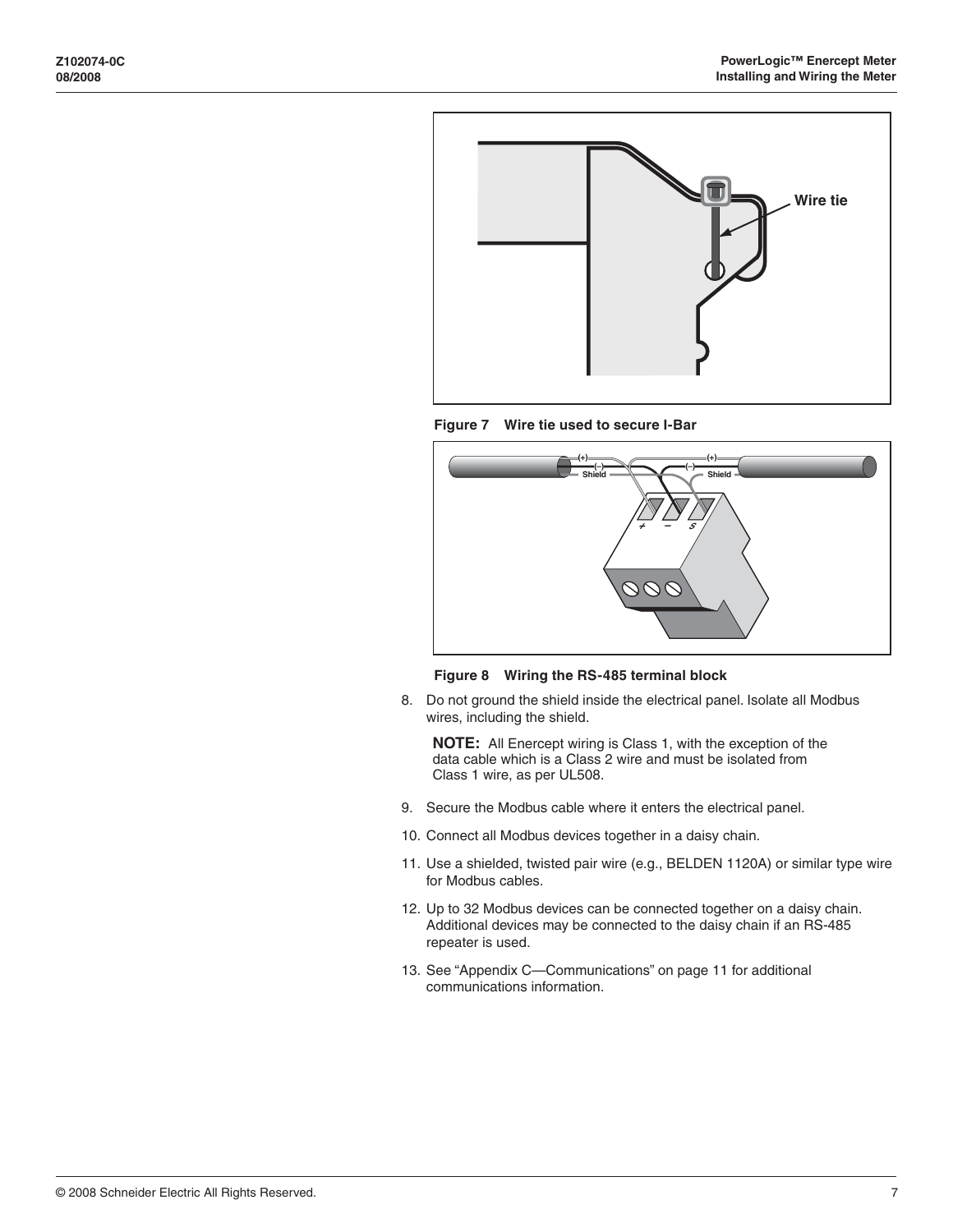Figure 7 Wire tie used to secure I-Bar

Figure 8 Wiring the RS-485 terminal block

8. Do not ground the shield inside the electrical panel. Isolate all Modbus wires, including the shield.

   **NOTE:** All Enercept wiring is Class 1, with the exception of the data cable which is a Class 2 wire and must be isolated from Class 1 wire, as per UL508.

9. Secure the Modbus cable where it enters the electrical panel.
10. Connect all Modbus devices together in a daisy chain.
11. Use a shielded, twisted pair wire (e.g., BELDEN 1120A) or similar type wire for Modbus cables.
12. Up to 32 Modbus devices can be connected together on a daisy chain. Additional devices may be connected to the daisy chain if an RS-485 repeater is used.
13. See "Appendix C—Communications" on page 11 for additional communications information.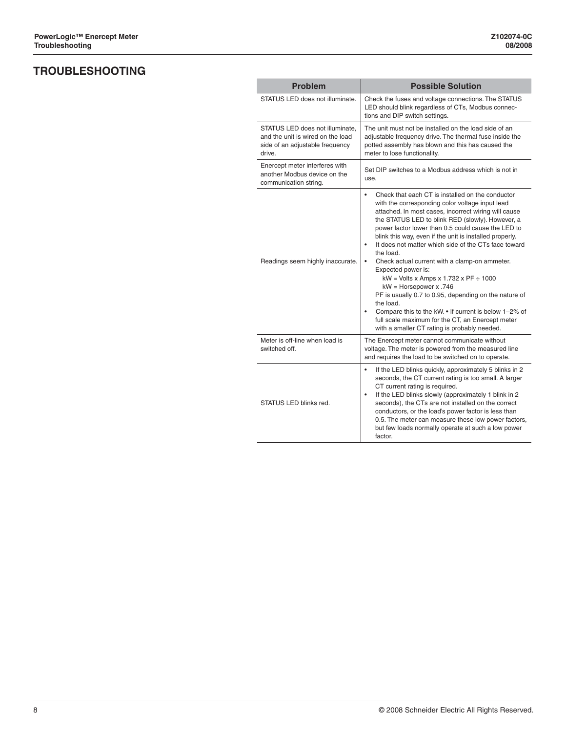# TROUBLESHOOTING

| Problem | Possible Solution |
|---|---|
| STATUS LED does not illuminate. | Check the fuses and voltage connections. The STATUS LED should blink regardless of CTs, Modbus connections and DIP switch settings. |
| STATUS LED does not illuminate, and the unit is wired on the load side of an adjustable frequency drive. | The unit must not be installed on the load side of an adjustable frequency drive. The thermal fuse inside the potted assembly has blown and this has caused the meter to lose functionality. |
| Enercept meter interferes with another Modbus device on the communication string. | Set DIP switches to a Modbus address which is not in use. |
| Readings seem highly inaccurate. | • Check that each CT is installed on the conductor with the corresponding color voltage input lead attached. In most cases, incorrect wiring will cause the STATUS LED to blink RED (slowly). However, a power factor lower than 0.5 could cause the LED to blink this way, even if the unit is installed properly.<br>• It does not matter which side of the CTs face toward the load.<br>• Check actual current with a clamp-on ammeter. Expected power is:<br>kW = Volts x Amps x 1.732 x PF ÷ 1000<br>kW = Horsepower x .746<br>PF is usually 0.7 to 0.95, depending on the nature of the load.<br>• Compare this to the kW. • If current is below 1–2% of full scale maximum for the CT, an Enercept meter with a smaller CT rating is probably needed. |
| Meter is off-line when load is switched off. | The Enercept meter cannot communicate without voltage. The meter is powered from the measured line and requires the load to be switched on to operate. |
| STATUS LED blinks red. | • If the LED blinks quickly, approximately 5 blinks in 2 seconds, the CT current rating is too small. A larger CT current rating is required.<br>• If the LED blinks slowly (approximately 1 blink in 2 seconds), the CTs are not installed on the correct conductors, or the load's power factor is less than 0.5. The meter can measure these low power factors, but few loads normally operate at such a low power factor. |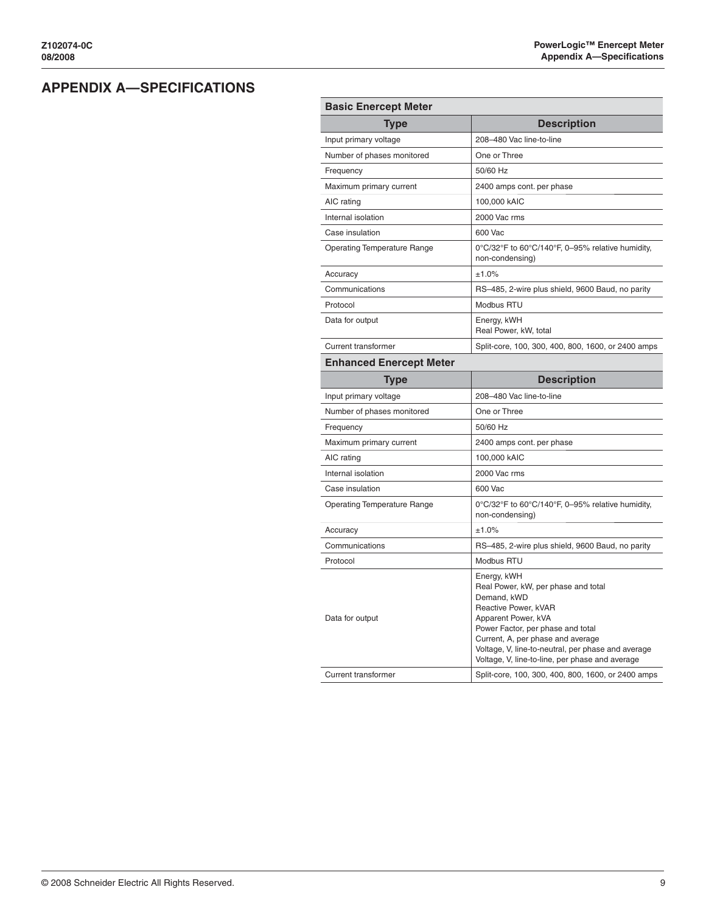# APPENDIX A—SPECIFICATIONS

| **Basic Enercept Meter** | |
|---|---|
| **Type** | **Description** |
| Input primary voltage | 208–480 Vac line-to-line |
| Number of phases monitored | One or Three |
| Frequency | 50/60 Hz |
| Maximum primary current | 2400 amps cont. per phase |
| AIC rating | 100,000 kAIC |
| Internal isolation | 2000 Vac rms |
| Case insulation | 600 Vac |
| Operating Temperature Range | 0°C/32°F to 60°C/140°F, 0–95% relative humidity, non-condensing) |
| Accuracy | ±1.0% |
| Communications | RS–485, 2-wire plus shield, 9600 Baud, no parity |
| Protocol | Modbus RTU |
| Data for output | Energy, kWH<br>Real Power, kW, total |
| Current transformer | Split-core, 100, 300, 400, 800, 1600, or 2400 amps |

| **Enhanced Enercept Meter** | |
|---|---|
| **Type** | **Description** |
| Input primary voltage | 208–480 Vac line-to-line |
| Number of phases monitored | One or Three |
| Frequency | 50/60 Hz |
| Maximum primary current | 2400 amps cont. per phase |
| AIC rating | 100,000 kAIC |
| Internal isolation | 2000 Vac rms |
| Case insulation | 600 Vac |
| Operating Temperature Range | 0°C/32°F to 60°C/140°F, 0–95% relative humidity, non-condensing) |
| Accuracy | ±1.0% |
| Communications | RS–485, 2-wire plus shield, 9600 Baud, no parity |
| Protocol | Modbus RTU |
| Data for output | Energy, kWH<br>Real Power, kW, per phase and total<br>Demand, kWD<br>Reactive Power, kVAR<br>Apparent Power, kVA<br>Power Factor, per phase and total<br>Current, A, per phase and average<br>Voltage, V, line-to-neutral, per phase and average<br>Voltage, V, line-to-line, per phase and average |
| Current transformer | Split-core, 100, 300, 400, 800, 1600, or 2400 amps |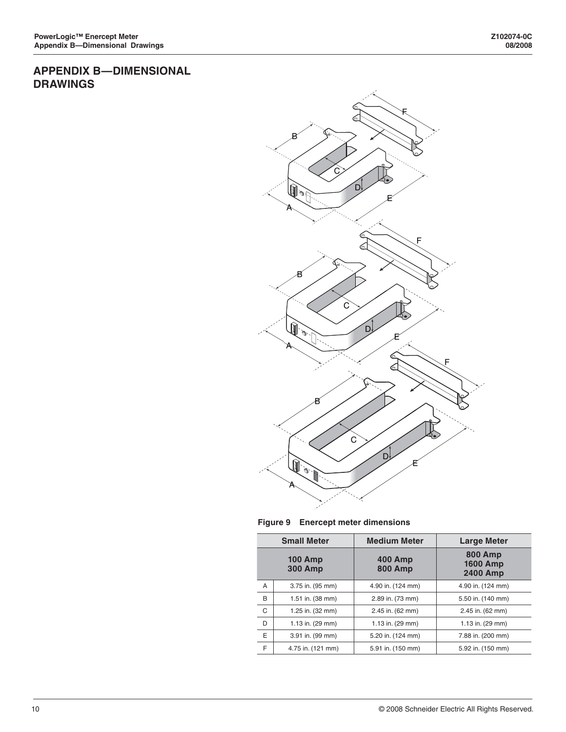# APPENDIX B—DIMENSIONAL DRAWINGS

**Figure 9 Enercept meter dimensions**

| | Small Meter | Medium Meter | Large Meter |
|---|---|---|---|
| | 100 Amp 300 Amp | 400 Amp 800 Amp | 800 Amp 1600 Amp 2400 Amp |
| A | 3.75 in. (95 mm) | 4.90 in. (124 mm) | 4.90 in. (124 mm) |
| B | 1.51 in. (38 mm) | 2.89 in. (73 mm) | 5.50 in. (140 mm) |
| C | 1.25 in. (32 mm) | 2.45 in. (62 mm) | 2.45 in. (62 mm) |
| D | 1.13 in. (29 mm) | 1.13 in. (29 mm) | 1.13 in. (29 mm) |
| E | 3.91 in. (99 mm) | 5.20 in. (124 mm) | 7.88 in. (200 mm) |
| F | 4.75 in. (121 mm) | 5.91 in. (150 mm) | 5.92 in. (150 mm) |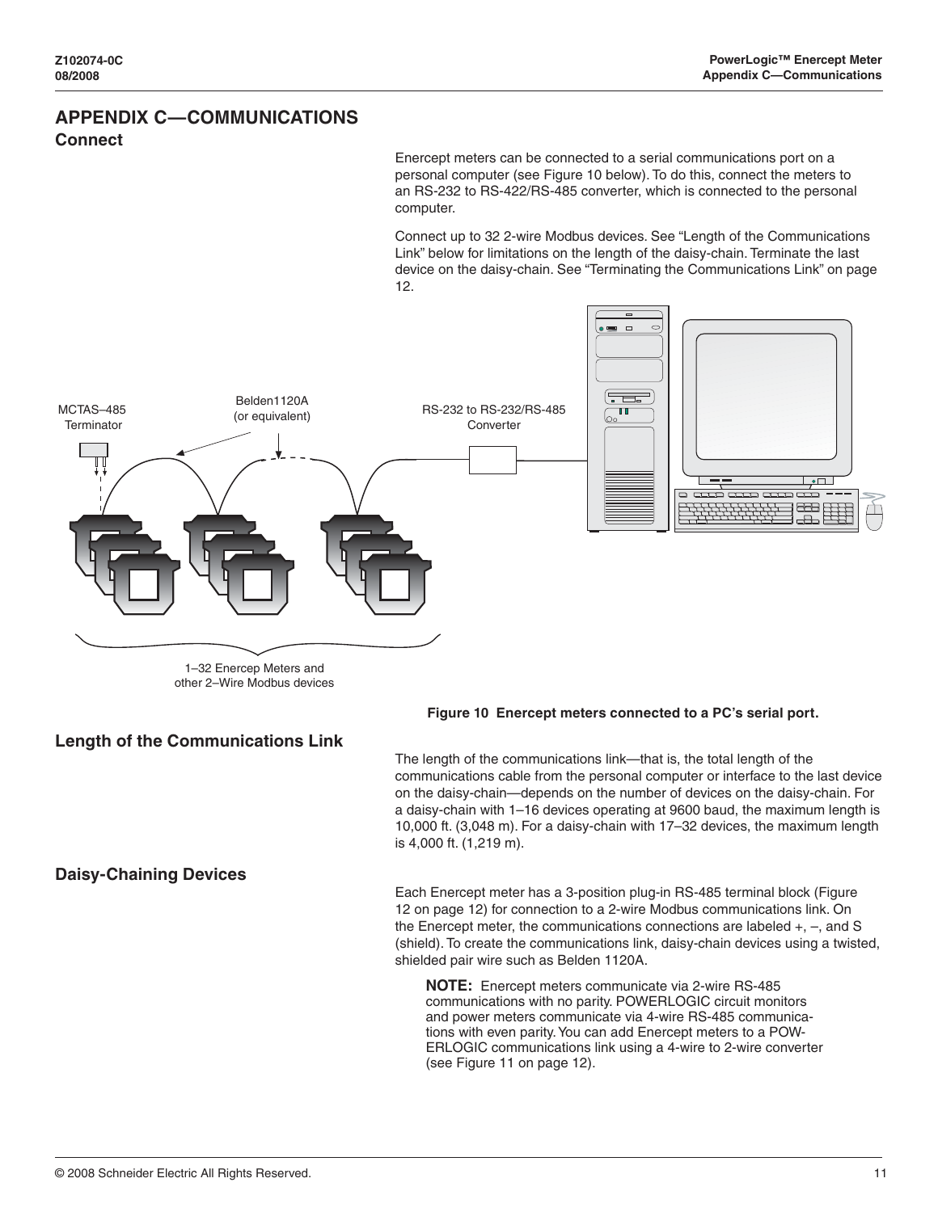# APPENDIX C—COMMUNICATIONS

## Connect

Enercept meters can be connected to a serial communications port on a personal computer (see Figure 10 below). To do this, connect the meters to an RS-232 to RS-422/RS-485 converter, which is connected to the personal computer.

Connect up to 32 2-wire Modbus devices. See “Length of the Communications Link” below for limitations on the length of the daisy-chain. Terminate the last device on the daisy-chain. See “Terminating the Communications Link” on page 12.

MCTAS–485 Terminator

Belden1120A (or equivalent)

RS-232 to RS-232/RS-485 Converter

1–32 Enercep Meters and other 2–Wire Modbus devices

**Figure 10 Enercept meters connected to a PC’s serial port.**

## Length of the Communications Link

The length of the communications link—that is, the total length of the communications cable from the personal computer or interface to the last device on the daisy-chain—depends on the number of devices on the daisy-chain. For a daisy-chain with 1–16 devices operating at 9600 baud, the maximum length is 10,000 ft. (3,048 m). For a daisy-chain with 17–32 devices, the maximum length is 4,000 ft. (1,219 m).

## Daisy-Chaining Devices

Each Enercept meter has a 3-position plug-in RS-485 terminal block (Figure 12 on page 12) for connection to a 2-wire Modbus communications link. On the Enercept meter, the communications connections are labeled +, –, and S (shield). To create the communications link, daisy-chain devices using a twisted, shielded pair wire such as Belden 1120A.

**NOTE:** Enercept meters communicate via 2-wire RS-485 communications with no parity. POWERLOGIC circuit monitors and power meters communicate via 4-wire RS-485 communications with even parity. You can add Enercept meters to a POWERLOGIC communications link using a 4-wire to 2-wire converter (see Figure 11 on page 12).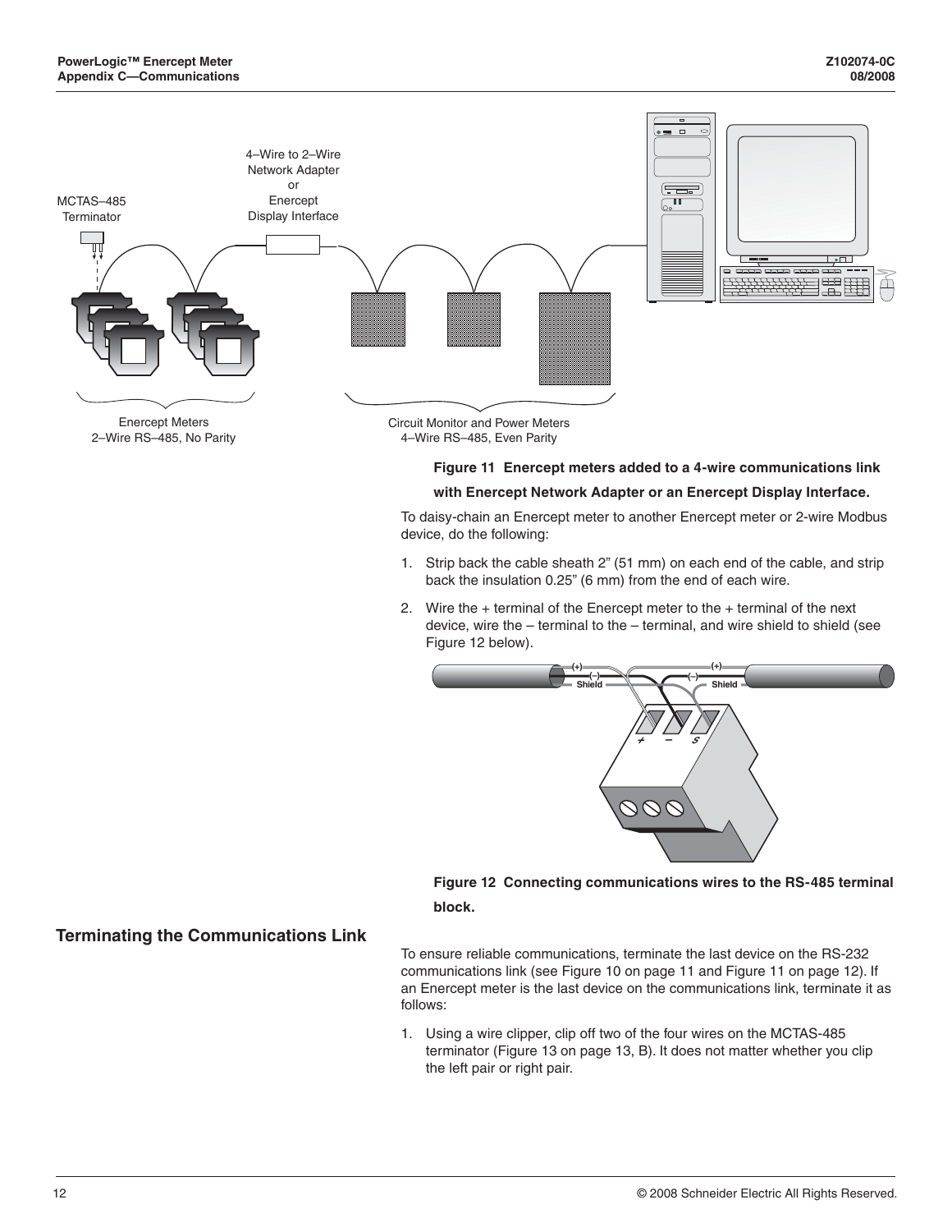Figure 11  Enercept meters added to a 4-wire communications link with Enercept Network Adapter or an Enercept Display Interface.

To daisy-chain an Enercept meter to another Enercept meter or 2-wire Modbus device, do the following:

1. Strip back the cable sheath 2" (51 mm) on each end of the cable, and strip back the insulation 0.25" (6 mm) from the end of each wire.
2. Wire the + terminal of the Enercept meter to the + terminal of the next device, wire the – terminal to the – terminal, and wire shield to shield (see Figure 12 below).

Figure 12  Connecting communications wires to the RS-485 terminal block.

## Terminating the Communications Link

To ensure reliable communications, terminate the last device on the RS-232 communications link (see Figure 10 on page 11 and Figure 11 on page 12). If an Enercept meter is the last device on the communications link, terminate it as follows:

1. Using a wire clipper, clip off two of the four wires on the MCTAS-485 terminator (Figure 13 on page 13, B). It does not matter whether you clip the left pair or right pair.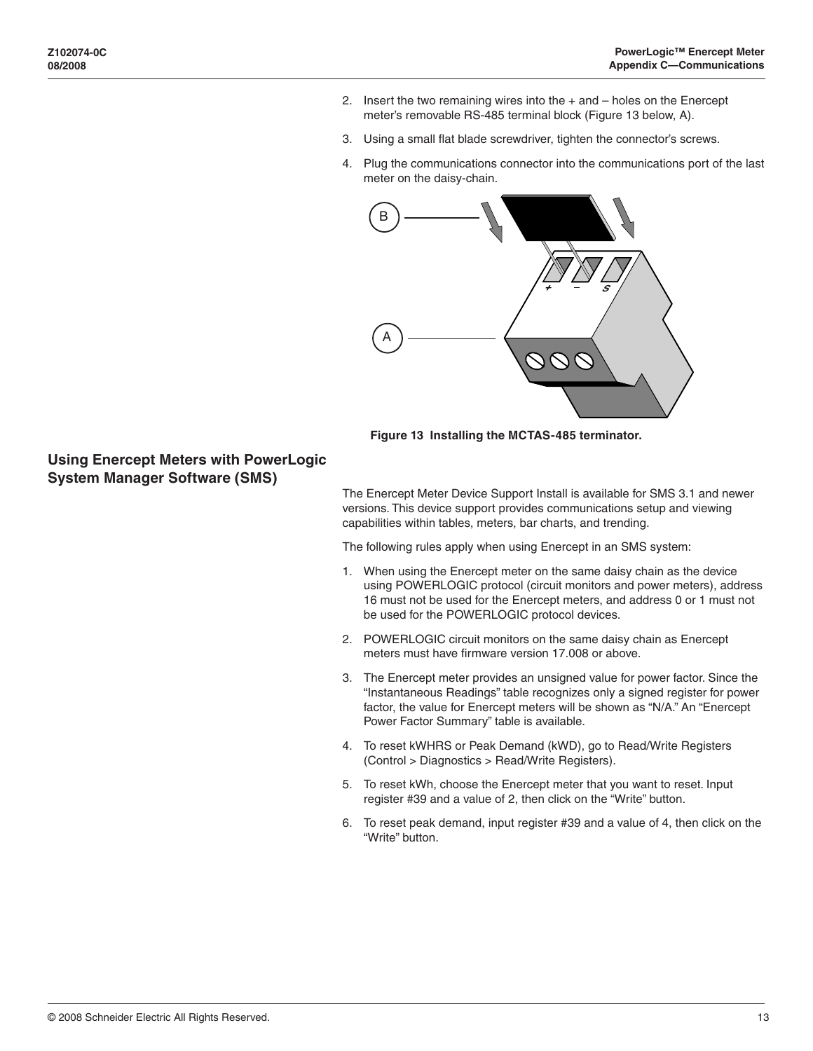2. Insert the two remaining wires into the + and – holes on the Enercept meter's removable RS-485 terminal block (Figure 13 below, A).
3. Using a small flat blade screwdriver, tighten the connector's screws.
4. Plug the communications connector into the communications port of the last meter on the daisy-chain.

**Figure 13 Installing the MCTAS-485 terminator.**

## Using Enercept Meters with PowerLogic System Manager Software (SMS)

The Enercept Meter Device Support Install is available for SMS 3.1 and newer versions. This device support provides communications setup and viewing capabilities within tables, meters, bar charts, and trending.

The following rules apply when using Enercept in an SMS system:

1. When using the Enercept meter on the same daisy chain as the device using POWERLOGIC protocol (circuit monitors and power meters), address 16 must not be used for the Enercept meters, and address 0 or 1 must not be used for the POWERLOGIC protocol devices.
2. POWERLOGIC circuit monitors on the same daisy chain as Enercept meters must have firmware version 17.008 or above.
3. The Enercept meter provides an unsigned value for power factor. Since the "Instantaneous Readings" table recognizes only a signed register for power factor, the value for Enercept meters will be shown as "N/A." An "Enercept Power Factor Summary" table is available.
4. To reset kWHRS or Peak Demand (kWD), go to Read/Write Registers (Control > Diagnostics > Read/Write Registers).
5. To reset kWh, choose the Enercept meter that you want to reset. Input register #39 and a value of 2, then click on the "Write" button.
6. To reset peak demand, input register #39 and a value of 4, then click on the "Write" button.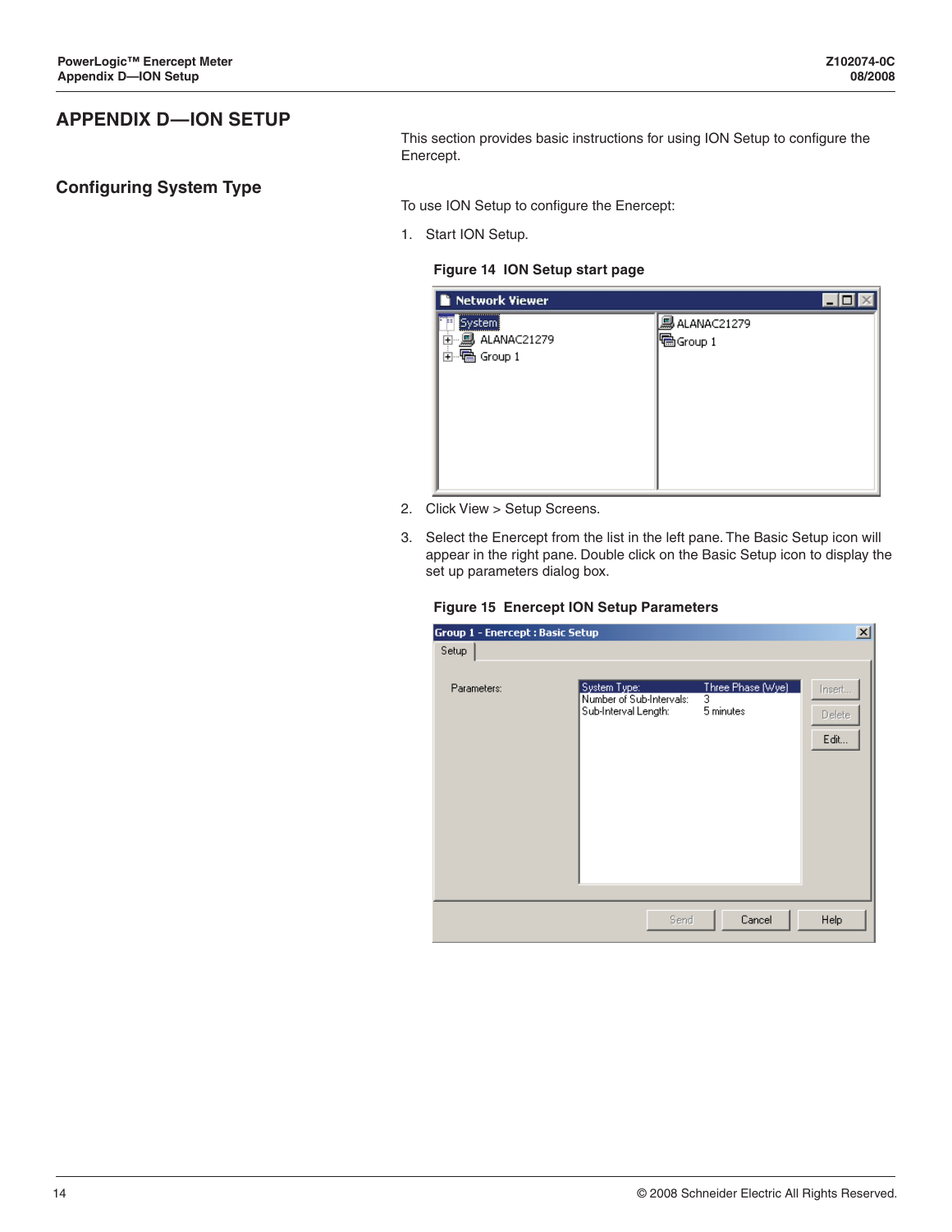# APPENDIX D—ION SETUP

This section provides basic instructions for using ION Setup to configure the Enercept.

## Configuring System Type

To use ION Setup to configure the Enercept:

1. Start ION Setup.

   **Figure 14 ION Setup start page**

2. Click View > Setup Screens.
3. Select the Enercept from the list in the left pane. The Basic Setup icon will appear in the right pane. Double click on the Basic Setup icon to display the set up parameters dialog box.

   **Figure 15 Enercept ION Setup Parameters**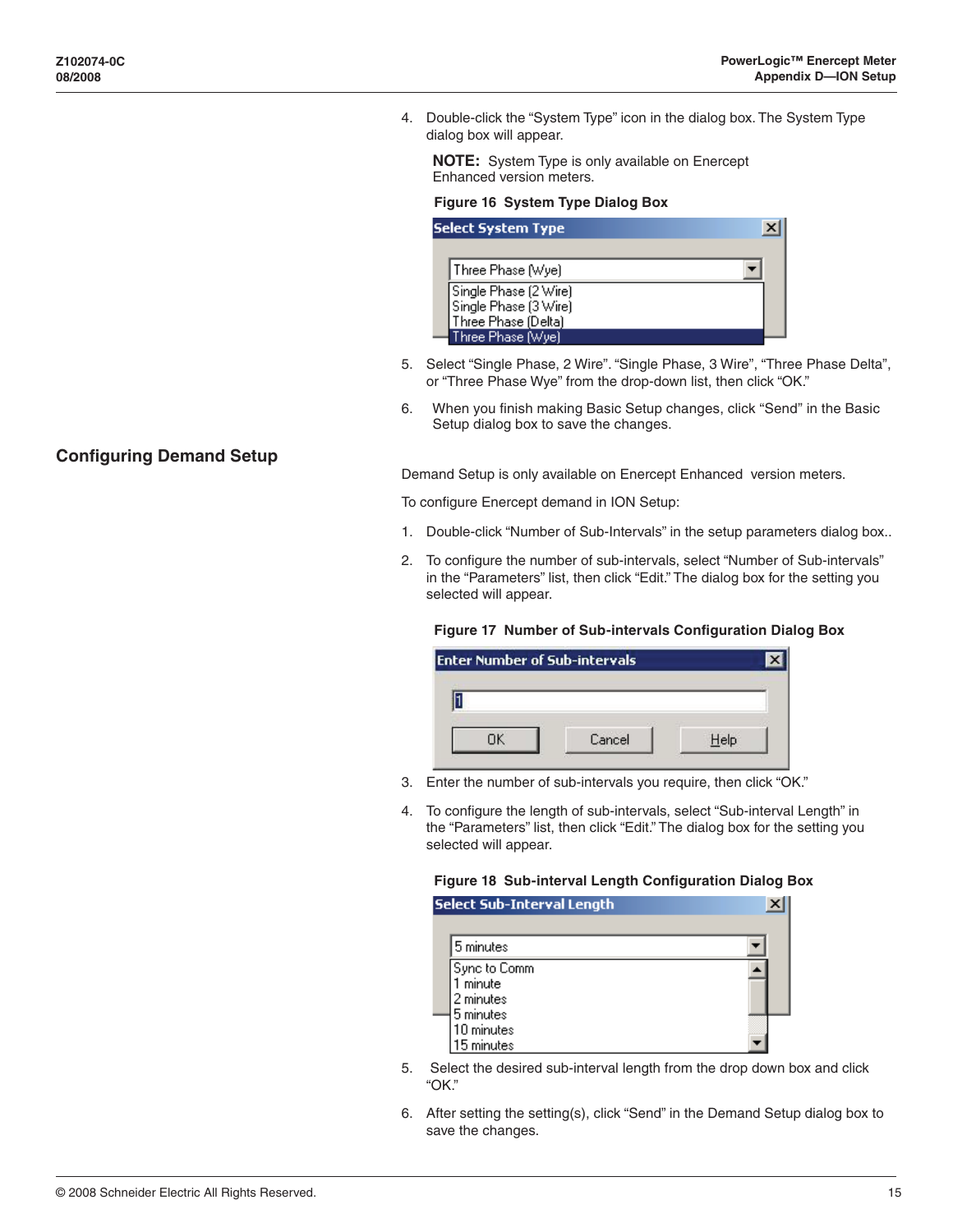4. Double-click the “System Type” icon in the dialog box. The System Type dialog box will appear.

   **NOTE:** System Type is only available on Enercept Enhanced version meters.

   **Figure 16  System Type Dialog Box**

5. Select “Single Phase, 2 Wire”. “Single Phase, 3 Wire”, “Three Phase Delta”, or “Three Phase Wye” from the drop-down list, then click “OK.”

6. When you finish making Basic Setup changes, click “Send” in the Basic Setup dialog box to save the changes.

## Configuring Demand Setup

Demand Setup is only available on Enercept Enhanced version meters.

To configure Enercept demand in ION Setup:

1. Double-click “Number of Sub-Intervals” in the setup parameters dialog box..

2. To configure the number of sub-intervals, select “Number of Sub-intervals” in the “Parameters” list, then click “Edit.” The dialog box for the setting you selected will appear.

   **Figure 17  Number of Sub-intervals Configuration Dialog Box**

3. Enter the number of sub-intervals you require, then click “OK.”

4. To configure the length of sub-intervals, select “Sub-interval Length” in the “Parameters” list, then click “Edit.” The dialog box for the setting you selected will appear.

   **Figure 18  Sub-interval Length Configuration Dialog Box**

5. Select the desired sub-interval length from the drop down box and click “OK.”

6. After setting the setting(s), click “Send” in the Demand Setup dialog box to save the changes.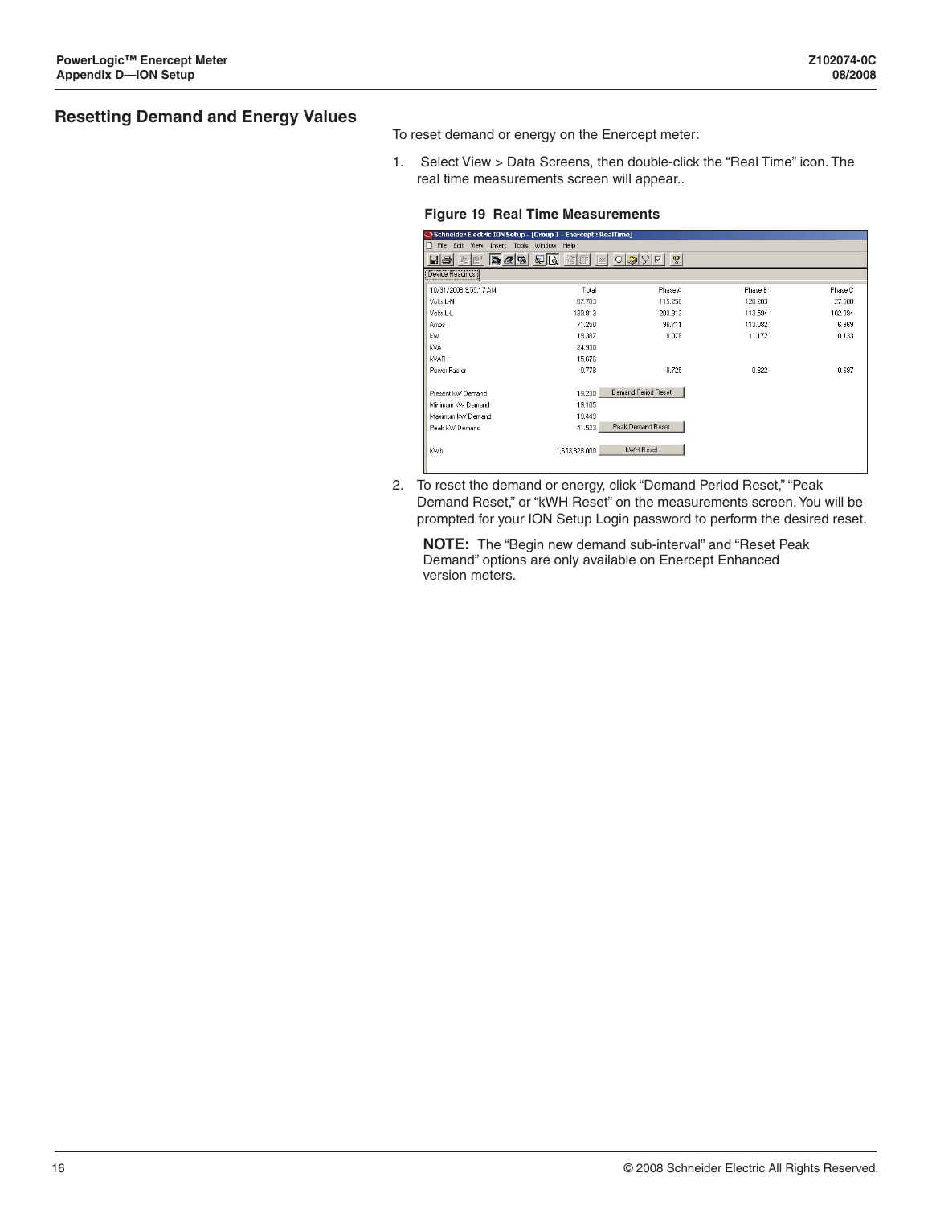## Resetting Demand and Energy Values

To reset demand or energy on the Enercept meter:

1. Select View > Data Screens, then double-click the “Real Time” icon. The real time measurements screen will appear..

**Figure 19 Real Time Measurements**

2. To reset the demand or energy, click “Demand Period Reset,” “Peak Demand Reset,” or “kWH Reset” on the measurements screen. You will be prompted for your ION Setup Login password to perform the desired reset.

   **NOTE:** The “Begin new demand sub-interval” and “Reset Peak Demand” options are only available on Enercept Enhanced version meters.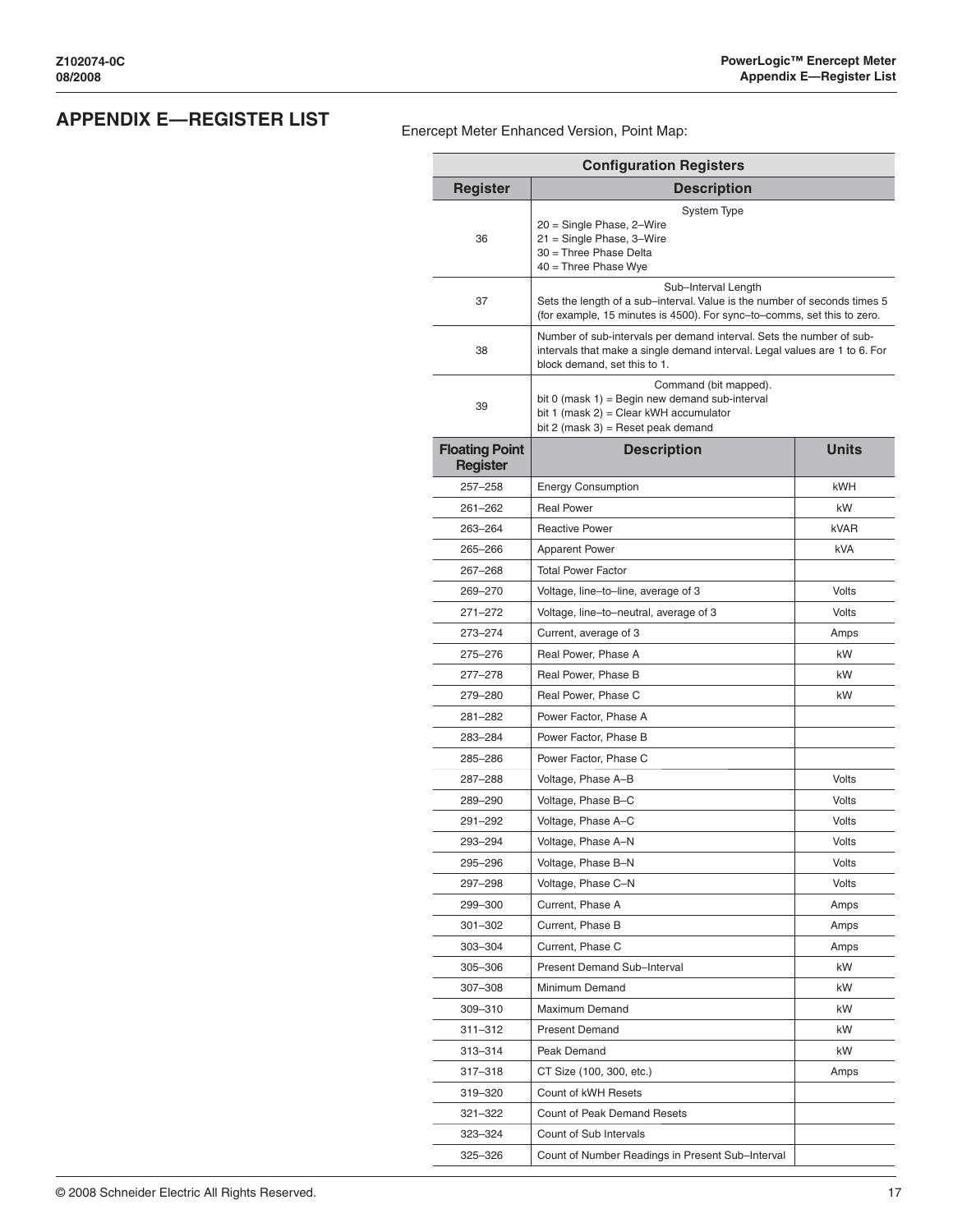# APPENDIX E—REGISTER LIST

Enercept Meter Enhanced Version, Point Map:

| Configuration Registers | |
|---|---|
| **Register** | **Description** |
| 36 | System Type<br>20 = Single Phase, 2–Wire<br>21 = Single Phase, 3–Wire<br>30 = Three Phase Delta<br>40 = Three Phase Wye |
| 37 | Sub–Interval Length<br>Sets the length of a sub–interval. Value is the number of seconds times 5 (for example, 15 minutes is 4500). For sync–to–comms, set this to zero. |
| 38 | Number of sub-intervals per demand interval. Sets the number of sub-intervals that make a single demand interval. Legal values are 1 to 6. For block demand, set this to 1. |
| 39 | Command (bit mapped).<br>bit 0 (mask 1) = Begin new demand sub-interval<br>bit 1 (mask 2) = Clear kWH accumulator<br>bit 2 (mask 3) = Reset peak demand |

| Floating Point Register | Description | Units |
|---|---|---|
| 257–258 | Energy Consumption | kWH |
| 261–262 | Real Power | kW |
| 263–264 | Reactive Power | kVAR |
| 265–266 | Apparent Power | kVA |
| 267–268 | Total Power Factor | |
| 269–270 | Voltage, line–to–line, average of 3 | Volts |
| 271–272 | Voltage, line–to–neutral, average of 3 | Volts |
| 273–274 | Current, average of 3 | Amps |
| 275–276 | Real Power, Phase A | kW |
| 277–278 | Real Power, Phase B | kW |
| 279–280 | Real Power, Phase C | kW |
| 281–282 | Power Factor, Phase A | |
| 283–284 | Power Factor, Phase B | |
| 285–286 | Power Factor, Phase C | |
| 287–288 | Voltage, Phase A–B | Volts |
| 289–290 | Voltage, Phase B–C | Volts |
| 291–292 | Voltage, Phase A–C | Volts |
| 293–294 | Voltage, Phase A–N | Volts |
| 295–296 | Voltage, Phase B–N | Volts |
| 297–298 | Voltage, Phase C–N | Volts |
| 299–300 | Current, Phase A | Amps |
| 301–302 | Current, Phase B | Amps |
| 303–304 | Current, Phase C | Amps |
| 305–306 | Present Demand Sub–Interval | kW |
| 307–308 | Minimum Demand | kW |
| 309–310 | Maximum Demand | kW |
| 311–312 | Present Demand | kW |
| 313–314 | Peak Demand | kW |
| 317–318 | CT Size (100, 300, etc.) | Amps |
| 319–320 | Count of kWH Resets | |
| 321–322 | Count of Peak Demand Resets | |
| 323–324 | Count of Sub Intervals | |
| 325–326 | Count of Number Readings in Present Sub–Interval | |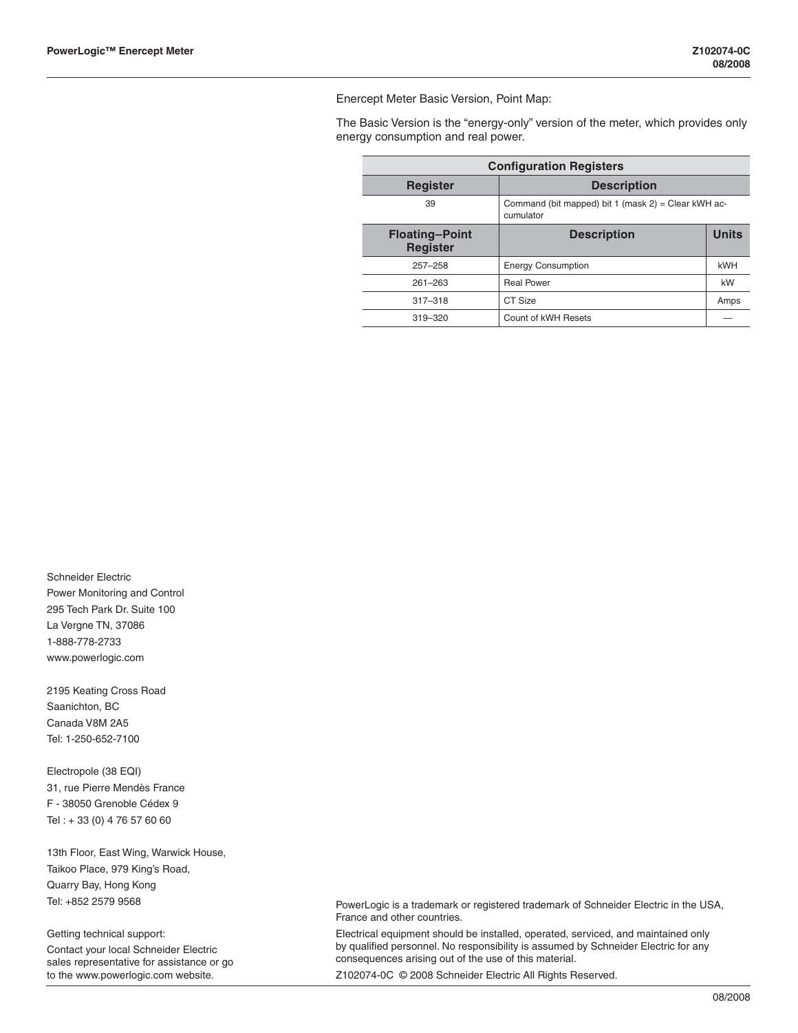Enercept Meter Basic Version, Point Map:

The Basic Version is the “energy-only” version of the meter, which provides only energy consumption and real power.

| Configuration Registers | | |
|---|---|---|
| **Register** | **Description** | |
| 39 | Command (bit mapped) bit 1 (mask 2) = Clear kWH accumulator | |
| **Floating–Point Register** | **Description** | **Units** |
| 257–258 | Energy Consumption | kWH |
| 261–263 | Real Power | kW |
| 317–318 | CT Size | Amps |
| 319–320 | Count of kWH Resets | — |

Schneider Electric
Power Monitoring and Control
295 Tech Park Dr. Suite 100
La Vergne TN, 37086
1-888-778-2733
www.powerlogic.com

2195 Keating Cross Road
Saanichton, BC
Canada V8M 2A5
Tel: 1-250-652-7100

Electropole (38 EQI)
31, rue Pierre Mendès France
F - 38050 Grenoble Cédex 9
Tel : + 33 (0) 4 76 57 60 60

13th Floor, East Wing, Warwick House,
Taikoo Place, 979 King’s Road,
Quarry Bay, Hong Kong
Tel: +852 2579 9568

Getting technical support:
Contact your local Schneider Electric sales representative for assistance or go to the www.powerlogic.com website.

PowerLogic is a trademark or registered trademark of Schneider Electric in the USA, France and other countries.

Electrical equipment should be installed, operated, serviced, and maintained only by qualified personnel. No responsibility is assumed by Schneider Electric for any consequences arising out of the use of this material.

Z102074-0C © 2008 Schneider Electric All Rights Reserved.